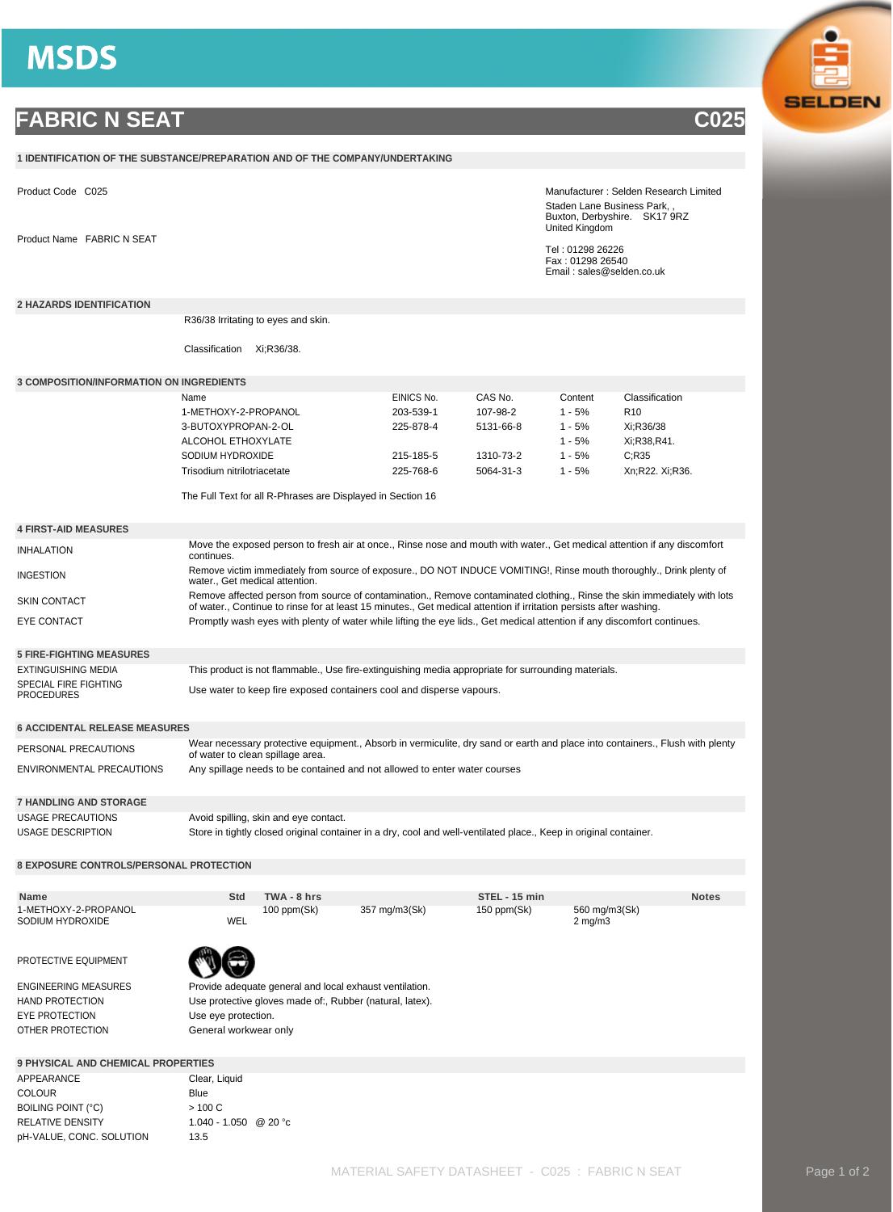# MSDS

# FABRIC N SEAT C025

## 1 IDENTIFICATION OF THE SUBSTANCE/PREPARATION AND OF THE COMPANY/UNDERTAKING

Product Code C025

Product Name FABRIC N SEAT

Manufacturer : Selden Research Limited
Staden Lane Business Park, ,
Buxton, Derbyshire. SK17 9RZ
United Kingdom

Tel : 01298 26226
Fax : 01298 26540
Email : sales@selden.co.uk

## 2 HAZARDS IDENTIFICATION

R36/38 Irritating to eyes and skin.

Classification Xi;R36/38.

## 3 COMPOSITION/INFORMATION ON INGREDIENTS

| Name | EINICS No. | CAS No. | Content | Classification |
|---|---|---|---|---|
| 1-METHOXY-2-PROPANOL | 203-539-1 | 107-98-2 | 1 - 5% | R10 |
| 3-BUTOXYPROPAN-2-OL | 225-878-4 | 5131-66-8 | 1 - 5% | Xi;R36/38 |
| ALCOHOL ETHOXYLATE | | | 1 - 5% | Xi;R38,R41. |
| SODIUM HYDROXIDE | 215-185-5 | 1310-73-2 | 1 - 5% | C;R35 |
| Trisodium nitrilotriacetate | 225-768-6 | 5064-31-3 | 1 - 5% | Xn;R22. Xi;R36. |

The Full Text for all R-Phrases are Displayed in Section 16

## 4 FIRST-AID MEASURES

| | |
|---|---|
| INHALATION | Move the exposed person to fresh air at once., Rinse nose and mouth with water., Get medical attention if any discomfort continues. |
| INGESTION | Remove victim immediately from source of exposure., DO NOT INDUCE VOMITING!, Rinse mouth thoroughly., Drink plenty of water., Get medical attention. |
| SKIN CONTACT | Remove affected person from source of contamination., Remove contaminated clothing., Rinse the skin immediately with lots of water., Continue to rinse for at least 15 minutes., Get medical attention if irritation persists after washing. |
| EYE CONTACT | Promptly wash eyes with plenty of water while lifting the eye lids., Get medical attention if any discomfort continues. |

## 5 FIRE-FIGHTING MEASURES

| | |
|---|---|
| EXTINGUISHING MEDIA | This product is not flammable., Use fire-extinguishing media appropriate for surrounding materials. |
| SPECIAL FIRE FIGHTING PROCEDURES | Use water to keep fire exposed containers cool and disperse vapours. |

## 6 ACCIDENTAL RELEASE MEASURES

| | |
|---|---|
| PERSONAL PRECAUTIONS | Wear necessary protective equipment., Absorb in vermiculite, dry sand or earth and place into containers., Flush with plenty of water to clean spillage area. |
| ENVIRONMENTAL PRECAUTIONS | Any spillage needs to be contained and not allowed to enter water courses |

## 7 HANDLING AND STORAGE

| | |
|---|---|
| USAGE PRECAUTIONS | Avoid spilling, skin and eye contact. |
| USAGE DESCRIPTION | Store in tightly closed original container in a dry, cool and well-ventilated place., Keep in original container. |

## 8 EXPOSURE CONTROLS/PERSONAL PROTECTION

| Name | Std | TWA - 8 hrs | | STEL - 15 min | | Notes |
|---|---|---|---|---|---|---|
| 1-METHOXY-2-PROPANOL | | 100 ppm(Sk) | 357 mg/m3(Sk) | 150 ppm(Sk) | 560 mg/m3(Sk) | |
| SODIUM HYDROXIDE | WEL | | | | 2 mg/m3 | |

PROTECTIVE EQUIPMENT

| | |
|---|---|
| ENGINEERING MEASURES | Provide adequate general and local exhaust ventilation. |
| HAND PROTECTION | Use protective gloves made of:, Rubber (natural, latex). |
| EYE PROTECTION | Use eye protection. |
| OTHER PROTECTION | General workwear only |

## 9 PHYSICAL AND CHEMICAL PROPERTIES

| | |
|---|---|
| APPEARANCE | Clear, Liquid |
| COLOUR | Blue |
| BOILING POINT (°C) | > 100 C |
| RELATIVE DENSITY | 1.040 - 1.050 @ 20 °c |
| pH-VALUE, CONC. SOLUTION | 13.5 |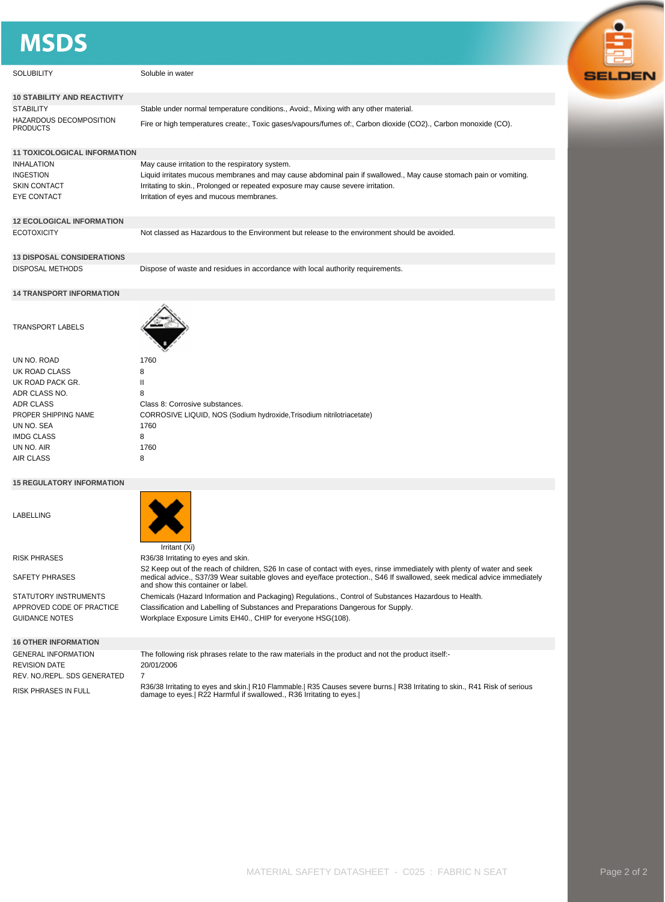# MSDS

| | |
|---|---|
| SOLUBILITY | Soluble in water |

## 10 STABILITY AND REACTIVITY

| | |
|---|---|
| STABILITY | Stable under normal temperature conditions., Avoid:, Mixing with any other material. |
| HAZARDOUS DECOMPOSITION PRODUCTS | Fire or high temperatures create:, Toxic gases/vapours/fumes of:, Carbon dioxide ($CO_2$)., Carbon monoxide (CO). |

## 11 TOXICOLOGICAL INFORMATION

| | |
|---|---|
| INHALATION | May cause irritation to the respiratory system. |
| INGESTION | Liquid irritates mucous membranes and may cause abdominal pain if swallowed., May cause stomach pain or vomiting. |
| SKIN CONTACT | Irritating to skin., Prolonged or repeated exposure may cause severe irritation. |
| EYE CONTACT | Irritation of eyes and mucous membranes. |

## 12 ECOLOGICAL INFORMATION

| | |
|---|---|
| ECOTOXICITY | Not classed as Hazardous to the Environment but release to the environment should be avoided. |

## 13 DISPOSAL CONSIDERATIONS

| | |
|---|---|
| DISPOSAL METHODS | Dispose of waste and residues in accordance with local authority requirements. |

## 14 TRANSPORT INFORMATION

| | |
|---|---|
| TRANSPORT LABELS | |
| UN NO. ROAD | 1760 |
| UK ROAD CLASS | 8 |
| UK ROAD PACK GR. | III |
| ADR CLASS NO. | 8 |
| ADR CLASS | Class 8: Corrosive substances. |
| PROPER SHIPPING NAME | CORROSIVE LIQUID, NOS (Sodium hydroxide,Trisodium nitrilotriacetate) |
| UN NO. SEA | 1760 |
| IMDG CLASS | 8 |
| UN NO. AIR | 1760 |
| AIR CLASS | 8 |

## 15 REGULATORY INFORMATION

| | |
|---|---|
| LABELLING | Irritant (Xi) |
| RISK PHRASES | R36/38 Irritating to eyes and skin. |
| SAFETY PHRASES | S2 Keep out of the reach of children, S26 In case of contact with eyes, rinse immediately with plenty of water and seek medical advice., S37/39 Wear suitable gloves and eye/face protection., S46 If swallowed, seek medical advice immediately and show this container or label. |
| STATUTORY INSTRUMENTS | Chemicals (Hazard Information and Packaging) Regulations., Control of Substances Hazardous to Health. |
| APPROVED CODE OF PRACTICE | Classification and Labelling of Substances and Preparations Dangerous for Supply. |
| GUIDANCE NOTES | Workplace Exposure Limits EH40., CHIP for everyone HSG(108). |

## 16 OTHER INFORMATION

| | |
|---|---|
| GENERAL INFORMATION | The following risk phrases relate to the raw materials in the product and not the product itself:- |
| REVISION DATE | 20/01/2006 |
| REV. NO./REPL. SDS GENERATED | 7 |
| RISK PHRASES IN FULL | R36/38 Irritating to eyes and skin.\| R10 Flammable.\| R35 Causes severe burns.\| R38 Irritating to skin., R41 Risk of serious damage to eyes.\| R22 Harmful if swallowed., R36 Irritating to eyes.\| |